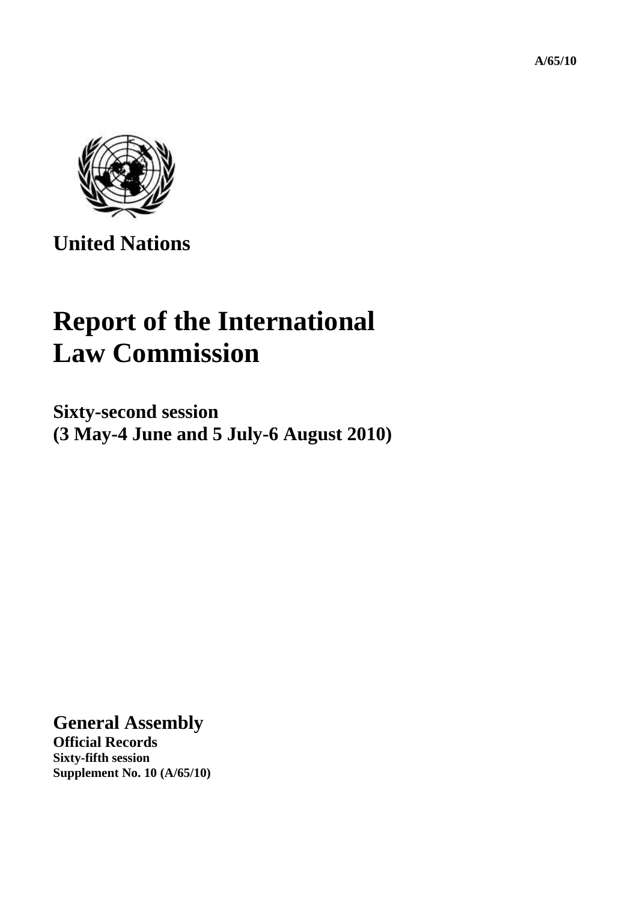A/65/10

United Nations

# Report of the International Law Commission

## Sixty-second session (3 May-4 June and 5 July-6 August 2010)

**General Assembly**
**Official Records**
**Sixty-fifth session**
**Supplement No. 10 (A/65/10)**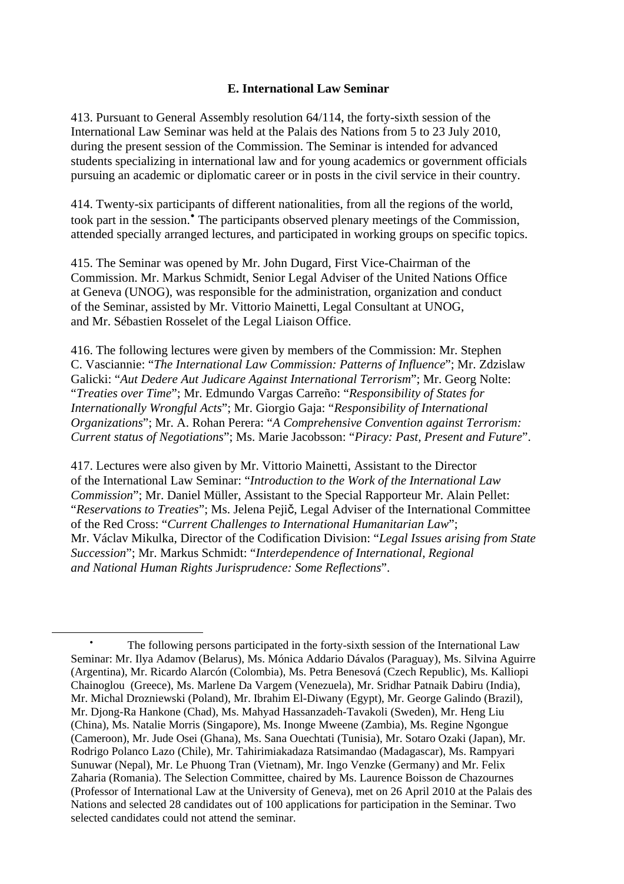### E. International Law Seminar

413. Pursuant to General Assembly resolution 64/114, the forty-sixth session of the International Law Seminar was held at the Palais des Nations from 5 to 23 July 2010, during the present session of the Commission. The Seminar is intended for advanced students specializing in international law and for young academics or government officials pursuing an academic or diplomatic career or in posts in the civil service in their country.

414. Twenty-six participants of different nationalities, from all the regions of the world, took part in the session.[•] The participants observed plenary meetings of the Commission, attended specially arranged lectures, and participated in working groups on specific topics.

415. The Seminar was opened by Mr. John Dugard, First Vice-Chairman of the Commission. Mr. Markus Schmidt, Senior Legal Adviser of the United Nations Office at Geneva (UNOG), was responsible for the administration, organization and conduct of the Seminar, assisted by Mr. Vittorio Mainetti, Legal Consultant at UNOG, and Mr. Sébastien Rosselet of the Legal Liaison Office.

416. The following lectures were given by members of the Commission: Mr. Stephen C. Vasciannie: "*The International Law Commission: Patterns of Influence*"; Mr. Zdzislaw Galicki: "*Aut Dedere Aut Judicare Against International Terrorism*"; Mr. Georg Nolte: "*Treaties over Time*"; Mr. Edmundo Vargas Carreño: "*Responsibility of States for Internationally Wrongful Acts*"; Mr. Giorgio Gaja: "*Responsibility of International Organizations*"; Mr. A. Rohan Perera: "*A Comprehensive Convention against Terrorism: Current status of Negotiations*"; Ms. Marie Jacobsson: "*Piracy: Past, Present and Future*".

417. Lectures were also given by Mr. Vittorio Mainetti, Assistant to the Director of the International Law Seminar: "*Introduction to the Work of the International Law Commission*"; Mr. Daniel Müller, Assistant to the Special Rapporteur Mr. Alain Pellet: "*Reservations to Treaties*"; Ms. Jelena Pejič, Legal Adviser of the International Committee of the Red Cross: "*Current Challenges to International Humanitarian Law*"; Mr. Václav Mikulka, Director of the Codification Division: "*Legal Issues arising from State Succession*"; Mr. Markus Schmidt: "*Interdependence of International, Regional and National Human Rights Jurisprudence: Some Reflections*".

---

[•] The following persons participated in the forty-sixth session of the International Law Seminar: Mr. Ilya Adamov (Belarus), Ms. Mónica Addario Dávalos (Paraguay), Ms. Silvina Aguirre (Argentina), Mr. Ricardo Alarcón (Colombia), Ms. Petra Benesová (Czech Republic), Ms. Kalliopi Chainoglou (Greece), Ms. Marlene Da Vargem (Venezuela), Mr. Sridhar Patnaik Dabiru (India), Mr. Michal Drozniewski (Poland), Mr. Ibrahim El-Diwany (Egypt), Mr. George Galindo (Brazil), Mr. Djong-Ra Hankone (Chad), Ms. Mahyad Hassanzadeh-Tavakoli (Sweden), Mr. Heng Liu (China), Ms. Natalie Morris (Singapore), Ms. Inonge Mweene (Zambia), Ms. Regine Ngongue (Cameroon), Mr. Jude Osei (Ghana), Ms. Sana Ouechtati (Tunisia), Mr. Sotaro Ozaki (Japan), Mr. Rodrigo Polanco Lazo (Chile), Mr. Tahirimiakadaza Ratsimandao (Madagascar), Ms. Rampyari Sunuwar (Nepal), Mr. Le Phuong Tran (Vietnam), Mr. Ingo Venzke (Germany) and Mr. Felix Zaharia (Romania). The Selection Committee, chaired by Ms. Laurence Boisson de Chazournes (Professor of International Law at the University of Geneva), met on 26 April 2010 at the Palais des Nations and selected 28 candidates out of 100 applications for participation in the Seminar. Two selected candidates could not attend the seminar.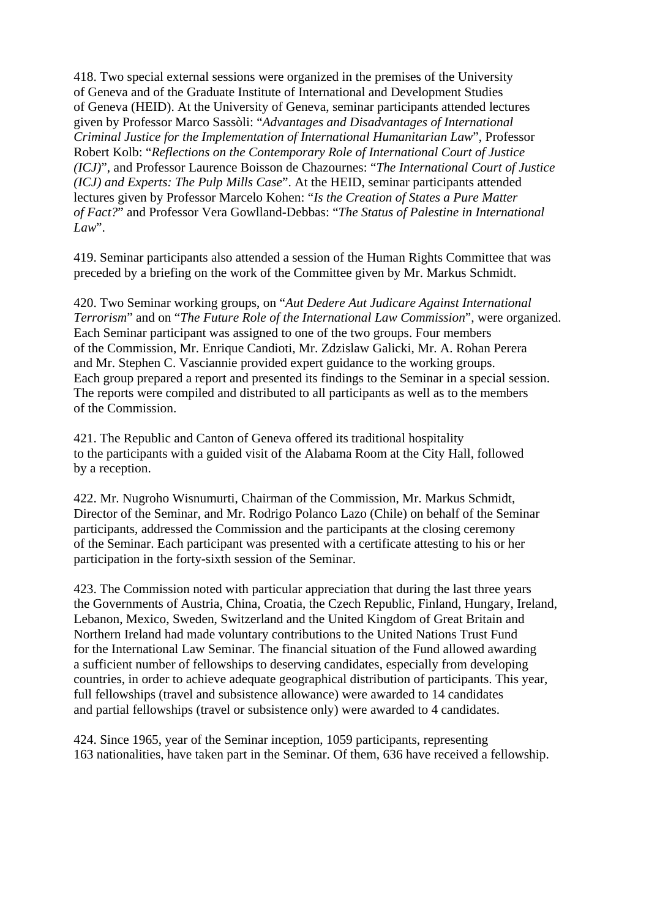418. Two special external sessions were organized in the premises of the University of Geneva and of the Graduate Institute of International and Development Studies of Geneva (HEID). At the University of Geneva, seminar participants attended lectures given by Professor Marco Sassòli: "*Advantages and Disadvantages of International Criminal Justice for the Implementation of International Humanitarian Law*", Professor Robert Kolb: "*Reflections on the Contemporary Role of International Court of Justice (ICJ)*", and Professor Laurence Boisson de Chazournes: "*The International Court of Justice (ICJ) and Experts: The Pulp Mills Case*". At the HEID, seminar participants attended lectures given by Professor Marcelo Kohen: "*Is the Creation of States a Pure Matter of Fact?*" and Professor Vera Gowlland-Debbas: "*The Status of Palestine in International Law*".

419. Seminar participants also attended a session of the Human Rights Committee that was preceded by a briefing on the work of the Committee given by Mr. Markus Schmidt.

420. Two Seminar working groups, on "*Aut Dedere Aut Judicare Against International Terrorism*" and on "*The Future Role of the International Law Commission*", were organized. Each Seminar participant was assigned to one of the two groups. Four members of the Commission, Mr. Enrique Candioti, Mr. Zdzislaw Galicki, Mr. A. Rohan Perera and Mr. Stephen C. Vasciannie provided expert guidance to the working groups. Each group prepared a report and presented its findings to the Seminar in a special session. The reports were compiled and distributed to all participants as well as to the members of the Commission.

421. The Republic and Canton of Geneva offered its traditional hospitality to the participants with a guided visit of the Alabama Room at the City Hall, followed by a reception.

422. Mr. Nugroho Wisnumurti, Chairman of the Commission, Mr. Markus Schmidt, Director of the Seminar, and Mr. Rodrigo Polanco Lazo (Chile) on behalf of the Seminar participants, addressed the Commission and the participants at the closing ceremony of the Seminar. Each participant was presented with a certificate attesting to his or her participation in the forty-sixth session of the Seminar.

423. The Commission noted with particular appreciation that during the last three years the Governments of Austria, China, Croatia, the Czech Republic, Finland, Hungary, Ireland, Lebanon, Mexico, Sweden, Switzerland and the United Kingdom of Great Britain and Northern Ireland had made voluntary contributions to the United Nations Trust Fund for the International Law Seminar. The financial situation of the Fund allowed awarding a sufficient number of fellowships to deserving candidates, especially from developing countries, in order to achieve adequate geographical distribution of participants. This year, full fellowships (travel and subsistence allowance) were awarded to 14 candidates and partial fellowships (travel or subsistence only) were awarded to 4 candidates.

424. Since 1965, year of the Seminar inception, 1059 participants, representing 163 nationalities, have taken part in the Seminar. Of them, 636 have received a fellowship.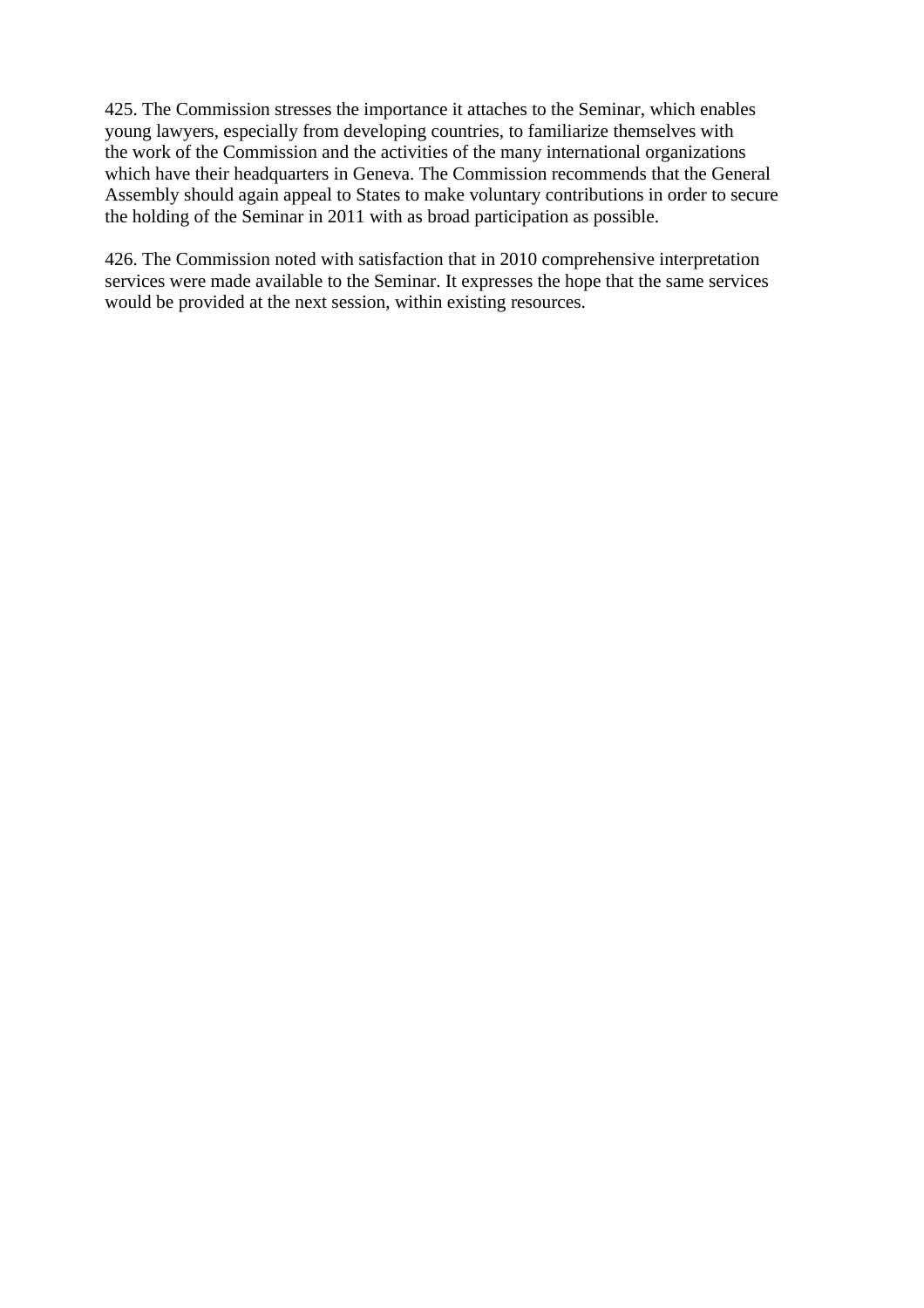425. The Commission stresses the importance it attaches to the Seminar, which enables young lawyers, especially from developing countries, to familiarize themselves with the work of the Commission and the activities of the many international organizations which have their headquarters in Geneva. The Commission recommends that the General Assembly should again appeal to States to make voluntary contributions in order to secure the holding of the Seminar in 2011 with as broad participation as possible.

426. The Commission noted with satisfaction that in 2010 comprehensive interpretation services were made available to the Seminar. It expresses the hope that the same services would be provided at the next session, within existing resources.